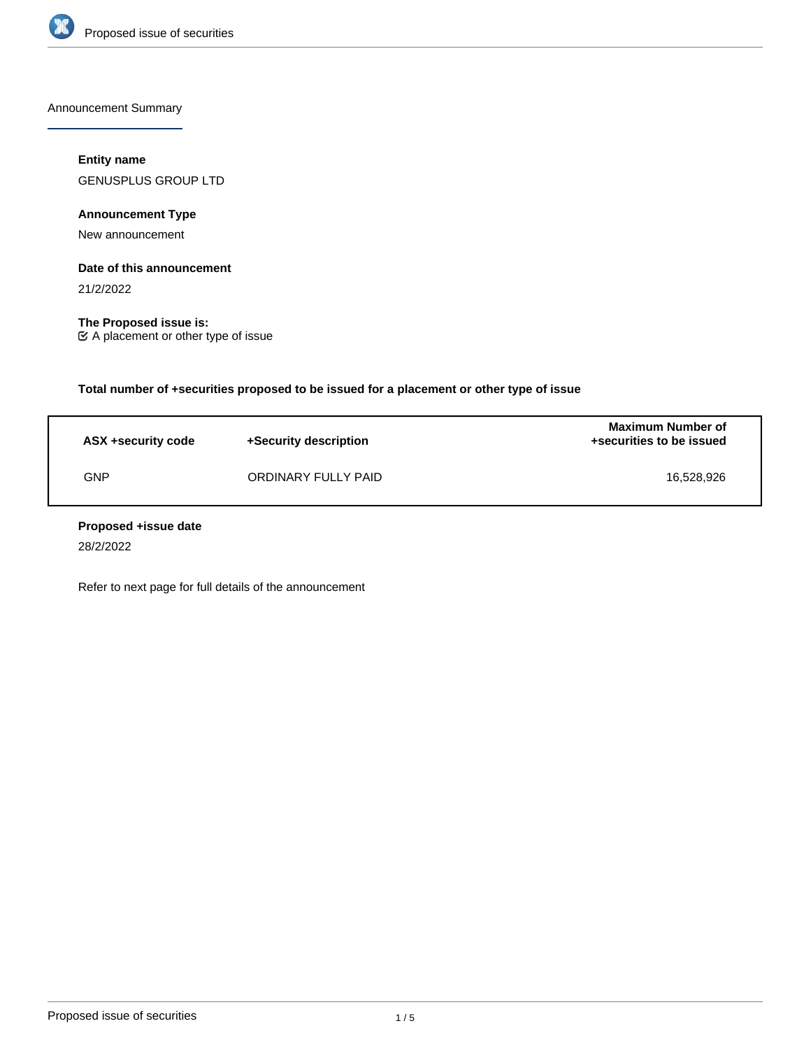Announcement Summary

**Entity name**

GENUSPLUS GROUP LTD

**Announcement Type**

New announcement

**Date of this announcement**

21/2/2022

**The Proposed issue is:**

☑ A placement or other type of issue

**Total number of +securities proposed to be issued for a placement or other type of issue**

| ASX +security code | +Security description | Maximum Number of +securities to be issued |
| --- | --- | --- |
| GNP | ORDINARY FULLY PAID | 16,528,926 |

**Proposed +issue date**

28/2/2022

Refer to next page for full details of the announcement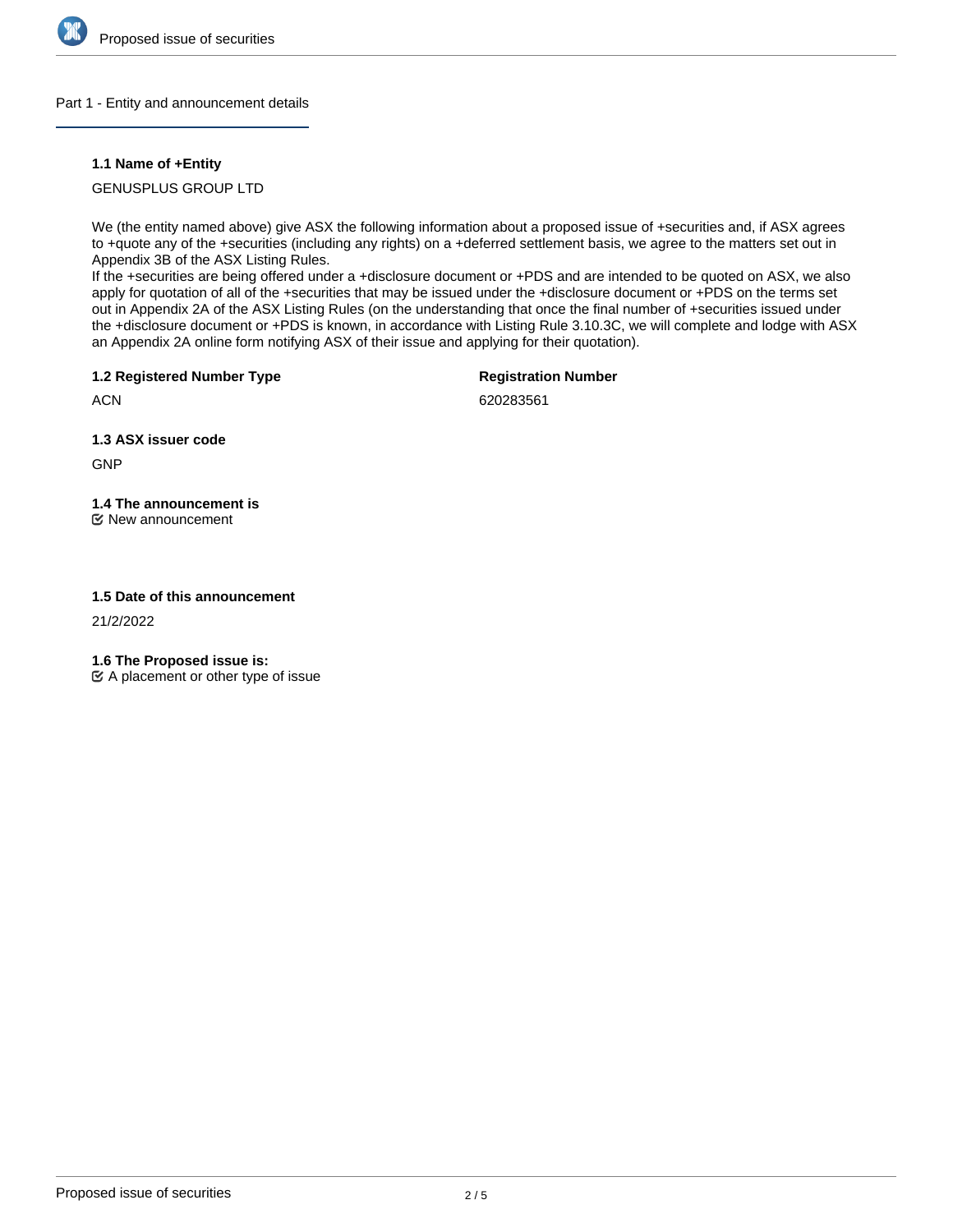## Part 1 - Entity and announcement details

### 1.1 Name of +Entity

GENUSPLUS GROUP LTD

We (the entity named above) give ASX the following information about a proposed issue of +securities and, if ASX agrees to +quote any of the +securities (including any rights) on a +deferred settlement basis, we agree to the matters set out in Appendix 3B of the ASX Listing Rules.
If the +securities are being offered under a +disclosure document or +PDS and are intended to be quoted on ASX, we also apply for quotation of all of the +securities that may be issued under the +disclosure document or +PDS on the terms set out in Appendix 2A of the ASX Listing Rules (on the understanding that once the final number of +securities issued under the +disclosure document or +PDS is known, in accordance with Listing Rule 3.10.3C, we will complete and lodge with ASX an Appendix 2A online form notifying ASX of their issue and applying for their quotation).

### 1.2 Registered Number Type

ACN

**Registration Number**

620283561

### 1.3 ASX issuer code

GNP

### 1.4 The announcement is

☑ New announcement

### 1.5 Date of this announcement

21/2/2022

### 1.6 The Proposed issue is:

☑ A placement or other type of issue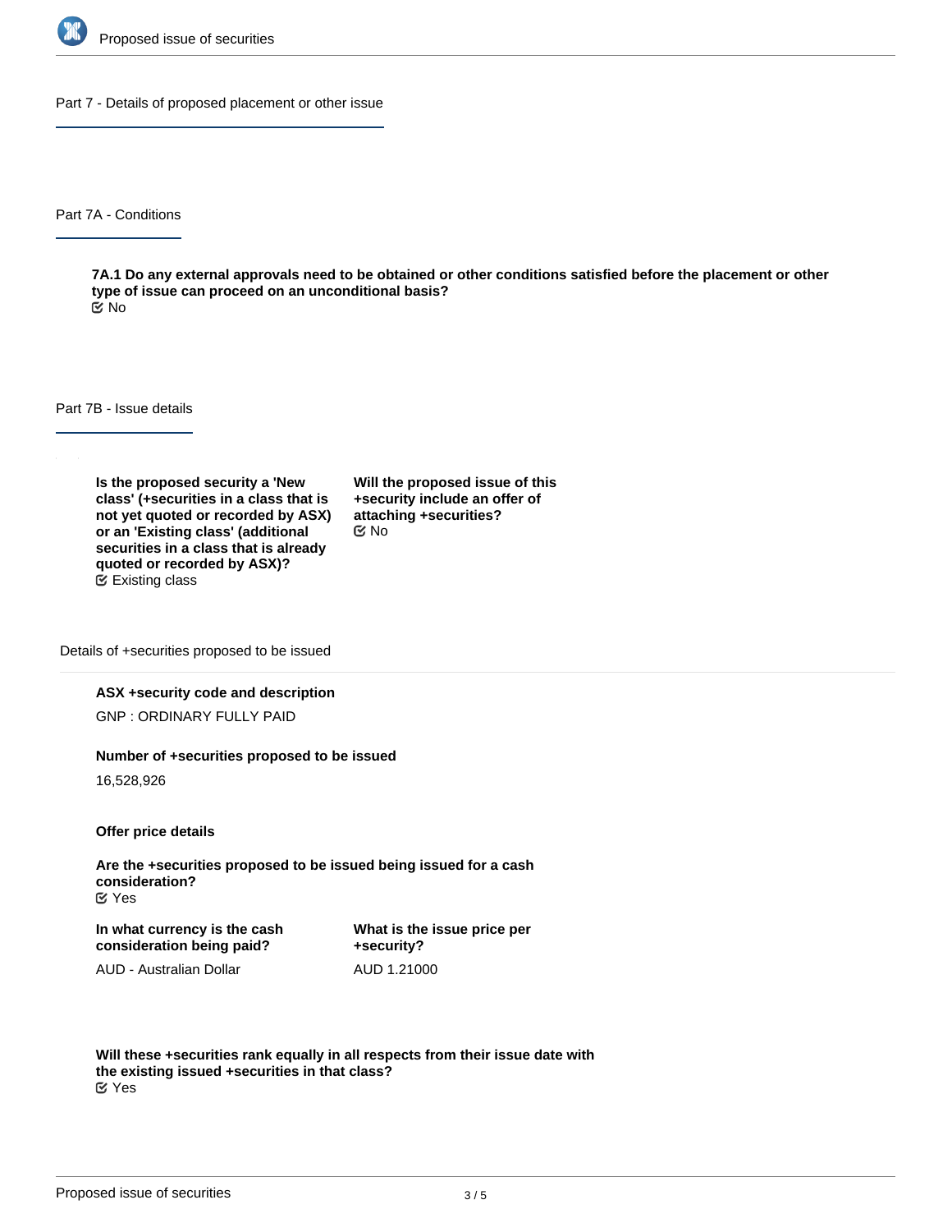## Part 7 - Details of proposed placement or other issue

### Part 7A - Conditions

**7A.1 Do any external approvals need to be obtained or other conditions satisfied before the placement or other type of issue can proceed on an unconditional basis?**

No

### Part 7B - Issue details

**Is the proposed security a 'New class' (+securities in a class that is not yet quoted or recorded by ASX) or an 'Existing class' (additional securities in a class that is already quoted or recorded by ASX)?**

Existing class

**Will the proposed issue of this +security include an offer of attaching +securities?**

No

#### Details of +securities proposed to be issued

**ASX +security code and description**

GNP : ORDINARY FULLY PAID

**Number of +securities proposed to be issued**

16,528,926

**Offer price details**

**Are the +securities proposed to be issued being issued for a cash consideration?**

Yes

**In what currency is the cash consideration being paid?**

AUD - Australian Dollar

**What is the issue price per +security?**

AUD 1.21000

**Will these +securities rank equally in all respects from their issue date with the existing issued +securities in that class?**

Yes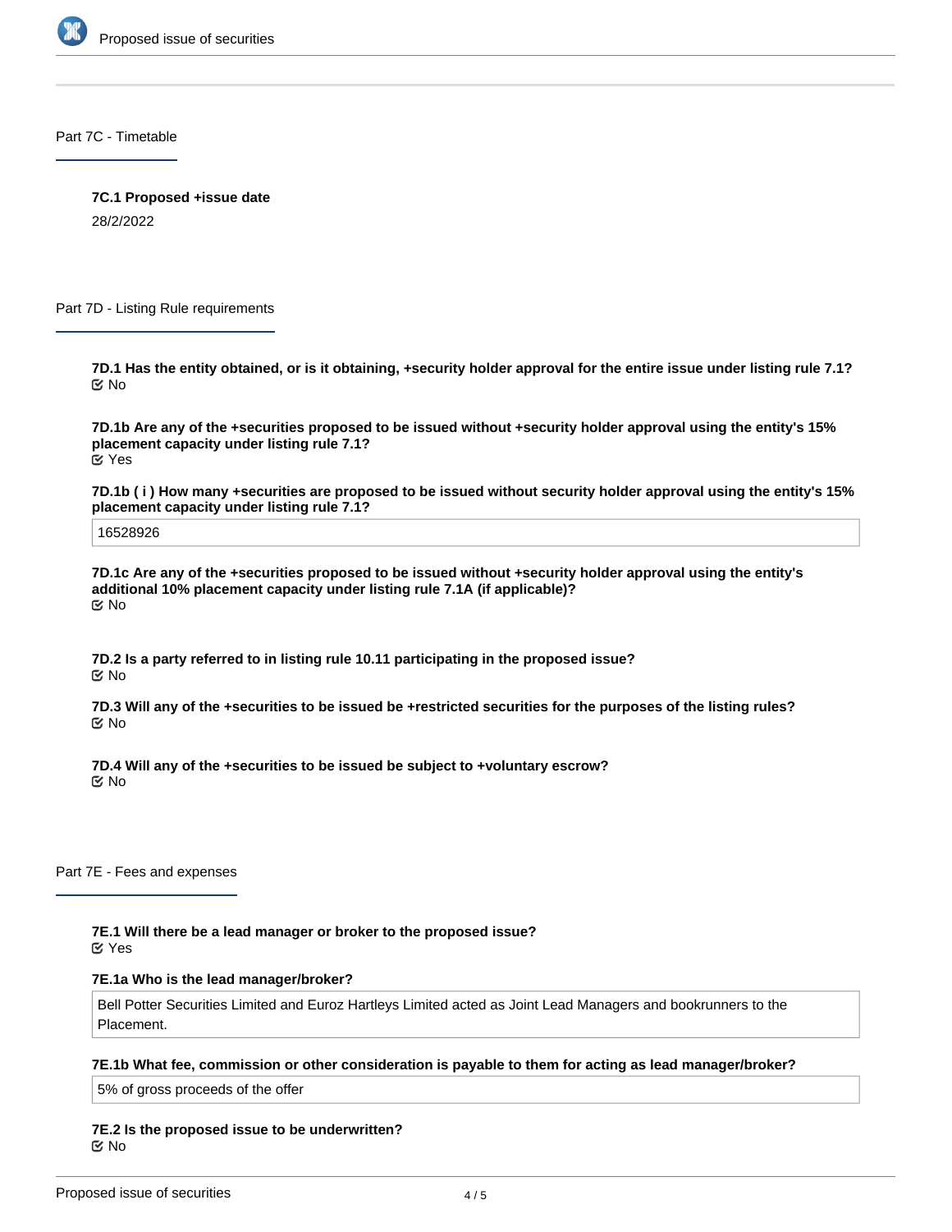## Part 7C - Timetable

**7C.1 Proposed +issue date**

28/2/2022

## Part 7D - Listing Rule requirements

**7D.1 Has the entity obtained, or is it obtaining, +security holder approval for the entire issue under listing rule 7.1?**

No

**7D.1b Are any of the +securities proposed to be issued without +security holder approval using the entity's 15% placement capacity under listing rule 7.1?**

Yes

**7D.1b ( i ) How many +securities are proposed to be issued without security holder approval using the entity's 15% placement capacity under listing rule 7.1?**

16528926

**7D.1c Are any of the +securities proposed to be issued without +security holder approval using the entity's additional 10% placement capacity under listing rule 7.1A (if applicable)?**

No

**7D.2 Is a party referred to in listing rule 10.11 participating in the proposed issue?**

No

**7D.3 Will any of the +securities to be issued be +restricted securities for the purposes of the listing rules?**

No

**7D.4 Will any of the +securities to be issued be subject to +voluntary escrow?**

No

## Part 7E - Fees and expenses

**7E.1 Will there be a lead manager or broker to the proposed issue?**

Yes

**7E.1a Who is the lead manager/broker?**

Bell Potter Securities Limited and Euroz Hartleys Limited acted as Joint Lead Managers and bookrunners to the Placement.

**7E.1b What fee, commission or other consideration is payable to them for acting as lead manager/broker?**

5% of gross proceeds of the offer

**7E.2 Is the proposed issue to be underwritten?**

No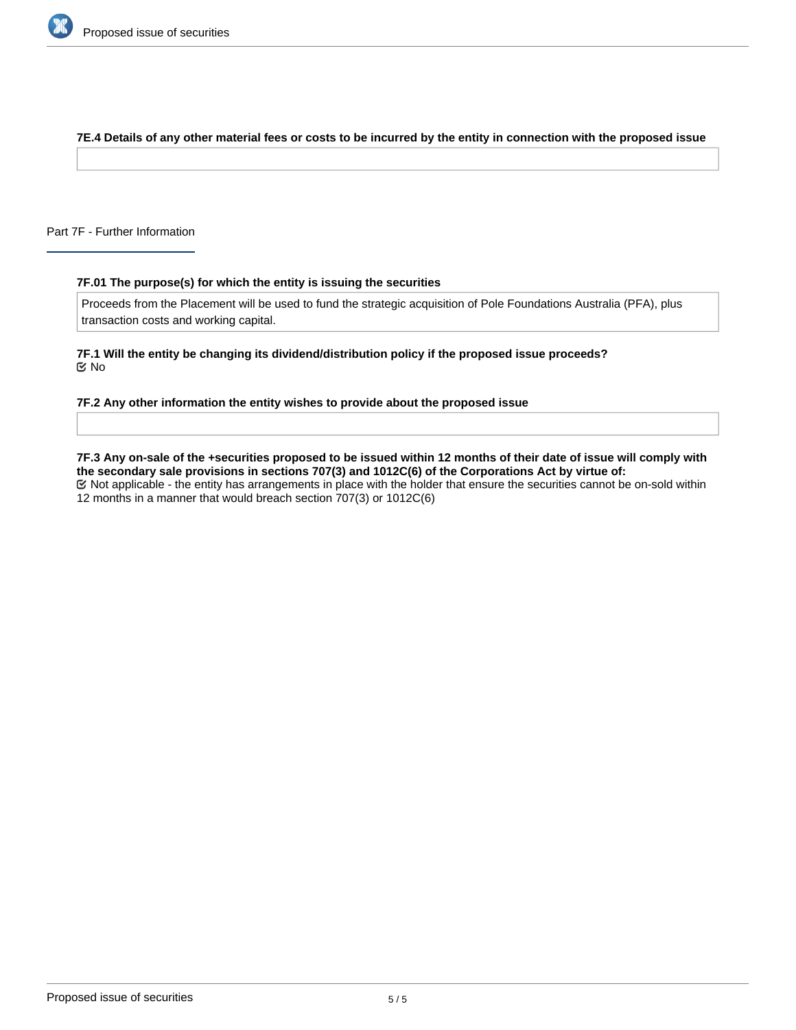**7E.4 Details of any other material fees or costs to be incurred by the entity in connection with the proposed issue**

## Part 7F - Further Information

**7F.01 The purpose(s) for which the entity is issuing the securities**

Proceeds from the Placement will be used to fund the strategic acquisition of Pole Foundations Australia (PFA), plus transaction costs and working capital.

**7F.1 Will the entity be changing its dividend/distribution policy if the proposed issue proceeds?**

☑ No

**7F.2 Any other information the entity wishes to provide about the proposed issue**

**7F.3 Any on-sale of the +securities proposed to be issued within 12 months of their date of issue will comply with the secondary sale provisions in sections 707(3) and 1012C(6) of the Corporations Act by virtue of:**

☑ Not applicable - the entity has arrangements in place with the holder that ensure the securities cannot be on-sold within 12 months in a manner that would breach section 707(3) or 1012C(6)